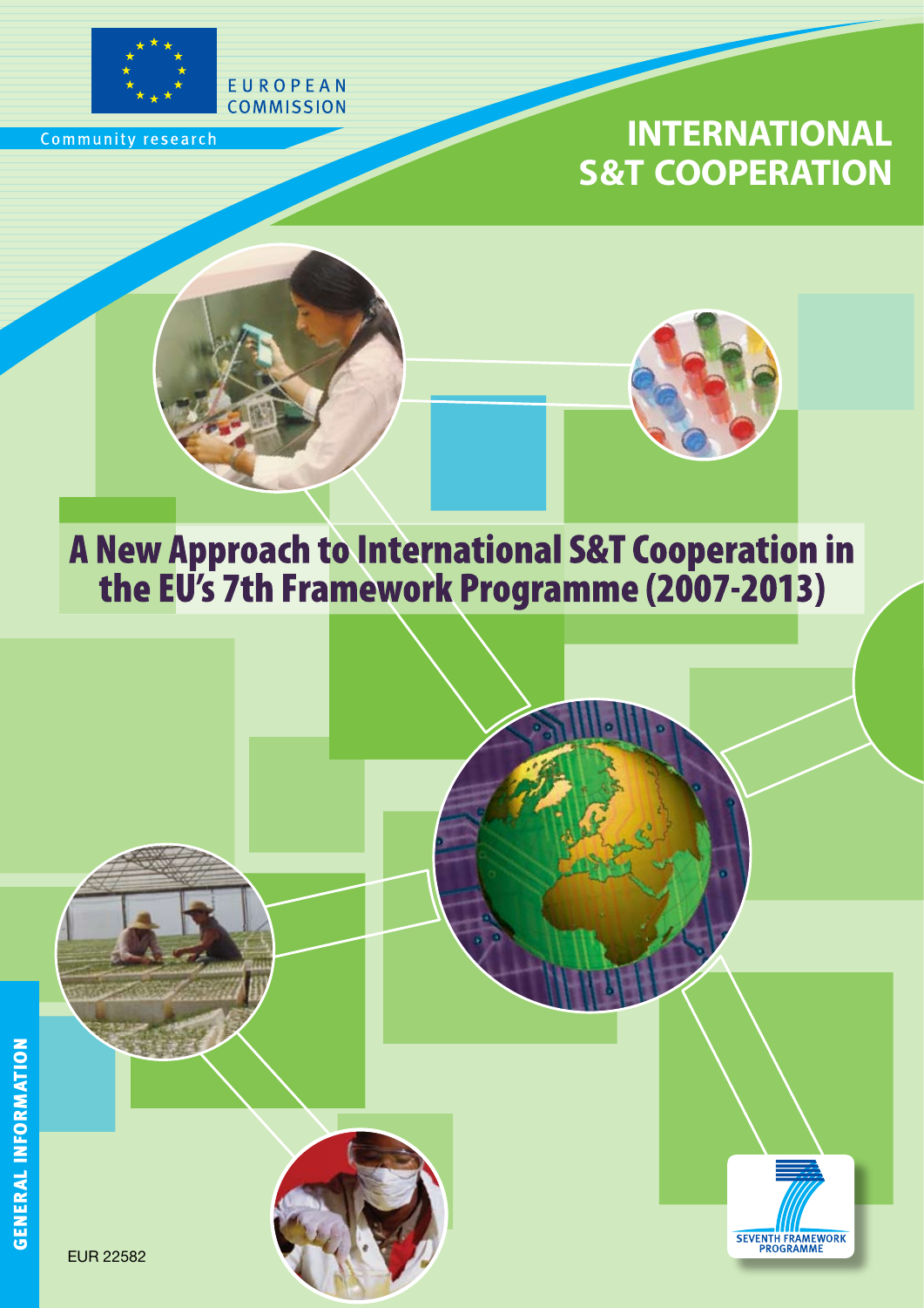EUROPEAN COMMISSION

Community research

# INTERNATIONAL S&T COOPERATION

# A New Approach to International S&T Cooperation in the EU's 7th Framework Programme (2007-2013)

GENERAL INFORMATION

EUR 22582

SEVENTH FRAMEWORK PROGRAMME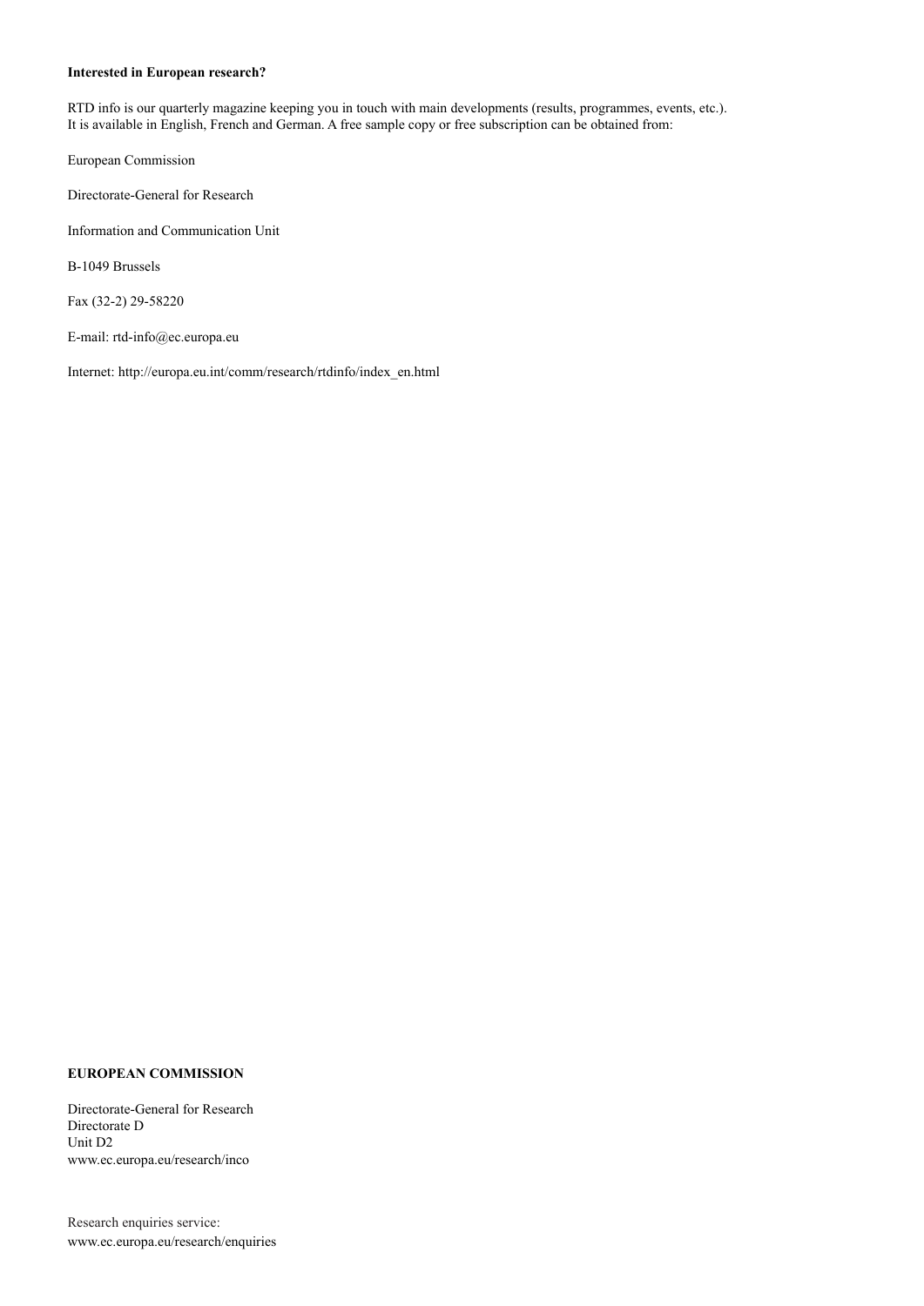**Interested in European research?**

RTD info is our quarterly magazine keeping you in touch with main developments (results, programmes, events, etc.). It is available in English, French and German. A free sample copy or free subscription can be obtained from:

European Commission

Directorate-General for Research

Information and Communication Unit

B-1049 Brussels

Fax (32-2) 29-58220

E-mail: rtd-info@ec.europa.eu

Internet: http://europa.eu.int/comm/research/rtdinfo/index_en.html

**EUROPEAN COMMISSION**

Directorate-General for Research
Directorate D
Unit D2
www.ec.europa.eu/research/inco

Research enquiries service:
www.ec.europa.eu/research/enquiries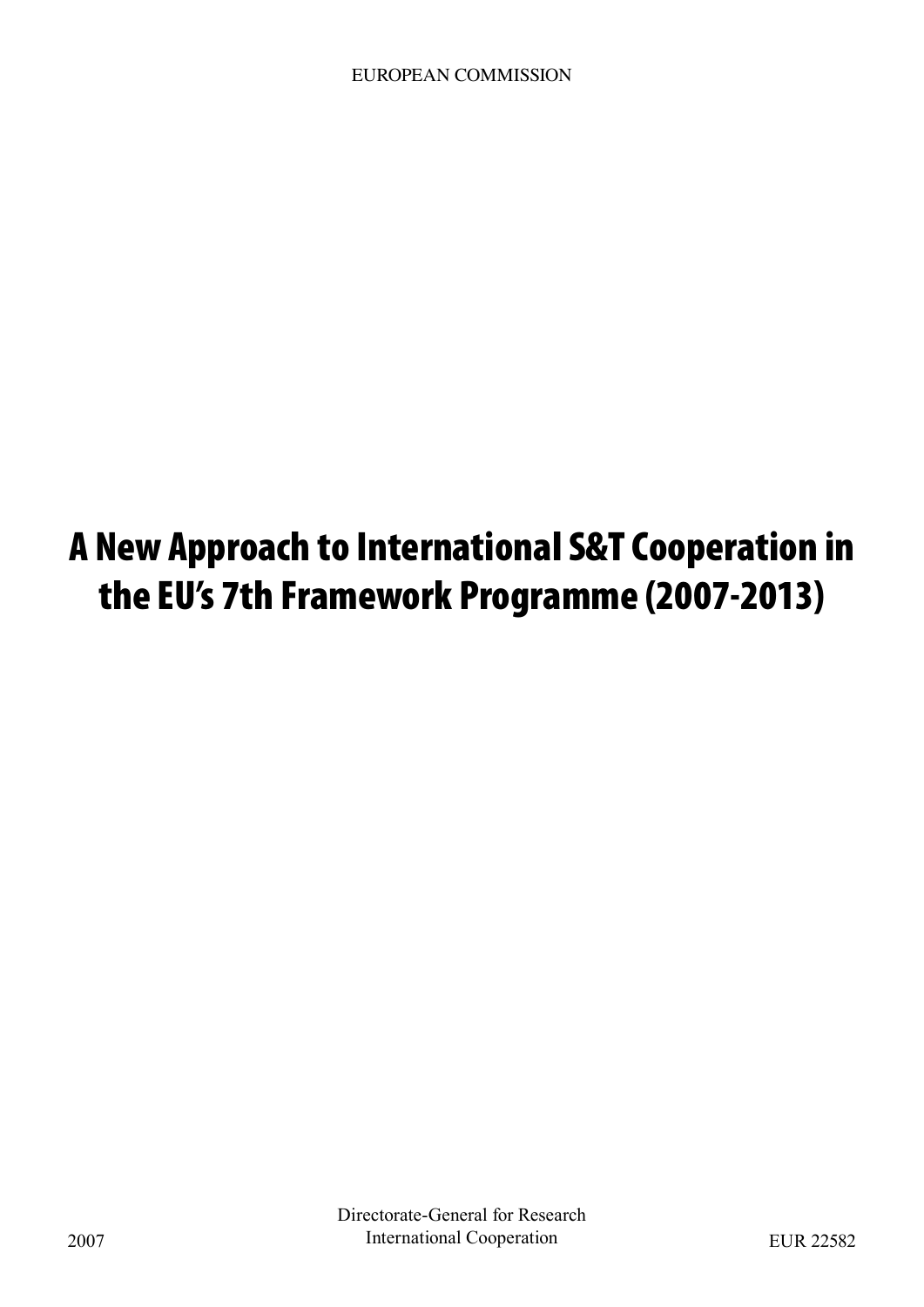EUROPEAN COMMISSION

# A New Approach to International S&T Cooperation in the EU's 7th Framework Programme (2007-2013)

2007

Directorate-General for Research
International Cooperation

EUR 22582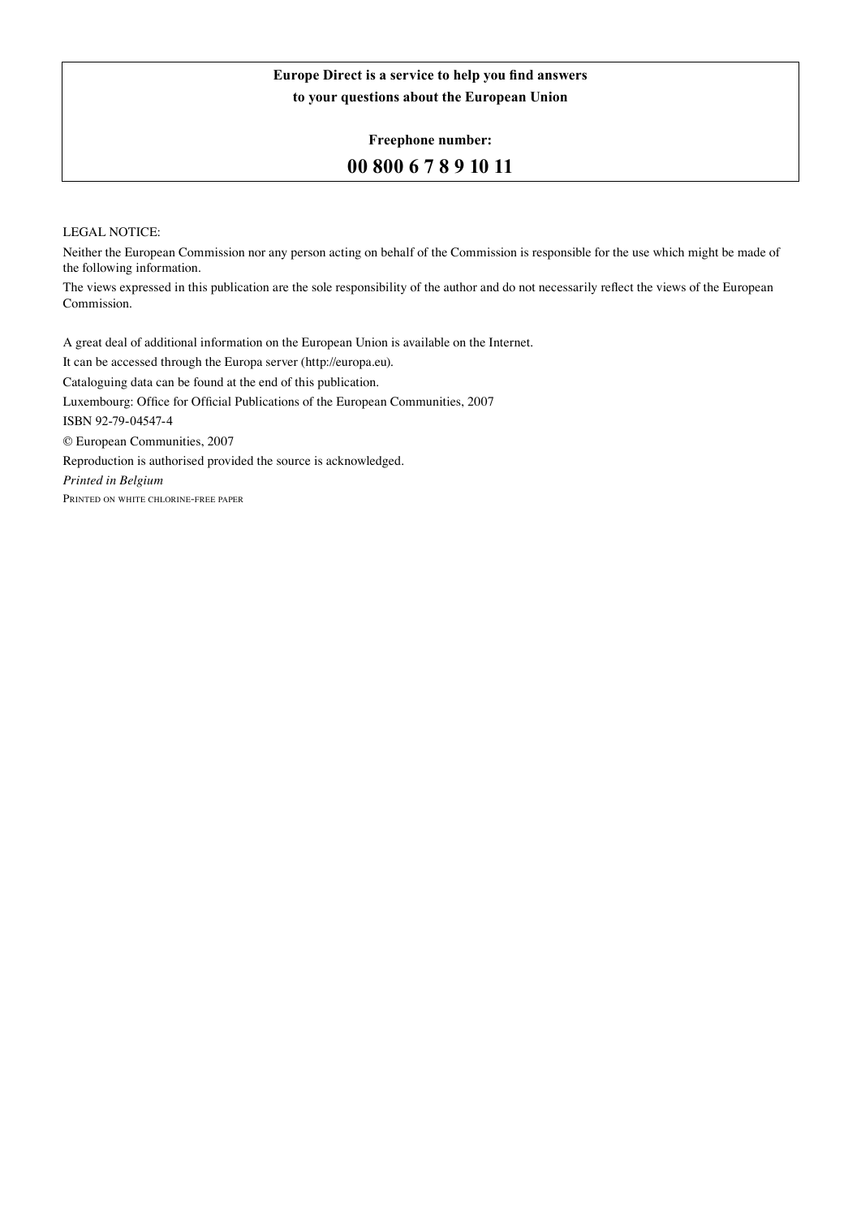**Europe Direct is a service to help you find answers**
**to your questions about the European Union**

**Freephone number:**

**00 800 6 7 8 9 10 11**

LEGAL NOTICE:

Neither the European Commission nor any person acting on behalf of the Commission is responsible for the use which might be made of the following information.

The views expressed in this publication are the sole responsibility of the author and do not necessarily reflect the views of the European Commission.

A great deal of additional information on the European Union is available on the Internet.

It can be accessed through the Europa server (http://europa.eu).

Cataloguing data can be found at the end of this publication.

Luxembourg: Office for Official Publications of the European Communities, 2007

ISBN 92-79-04547-4

© European Communities, 2007

Reproduction is authorised provided the source is acknowledged.

*Printed in Belgium*

PRINTED ON WHITE CHLORINE-FREE PAPER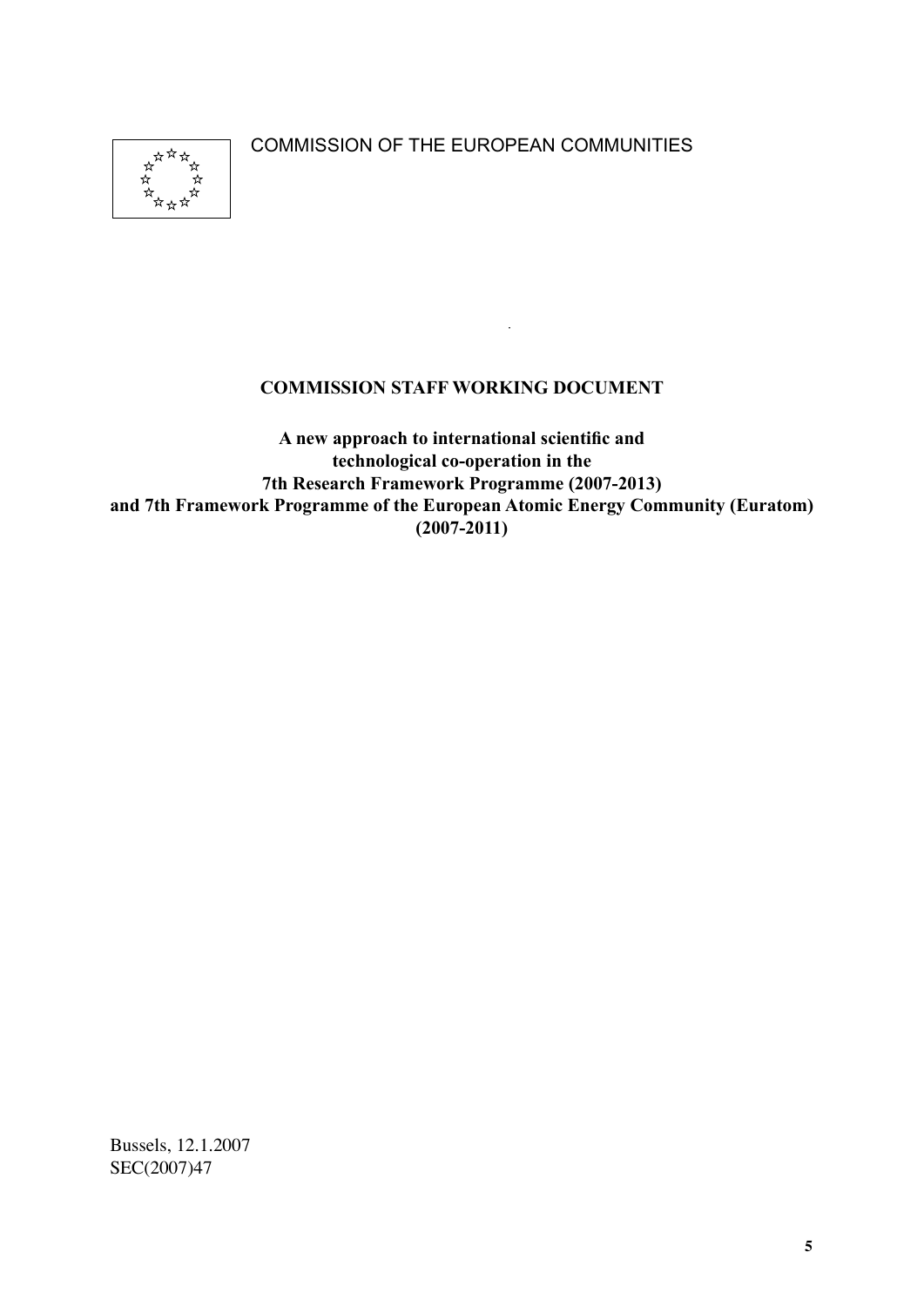COMMISSION OF THE EUROPEAN COMMUNITIES

**COMMISSION STAFF WORKING DOCUMENT**

**A new approach to international scientific and technological co-operation in the 7th Research Framework Programme (2007-2013) and 7th Framework Programme of the European Atomic Energy Community (Euratom) (2007-2011)**

Bussels, 12.1.2007
SEC(2007)47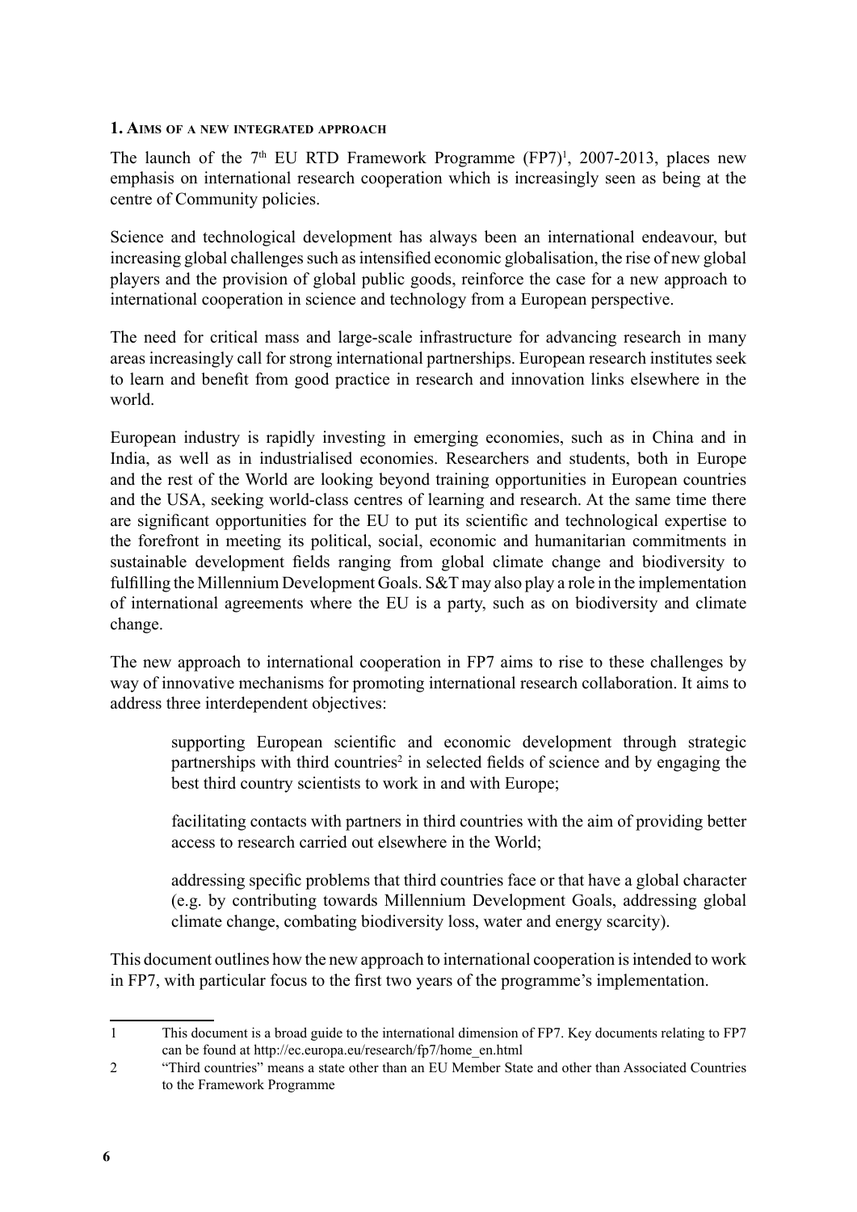## 1. Aims of a new integrated approach

The launch of the 7th EU RTD Framework Programme (FP7)[1], 2007-2013, places new emphasis on international research cooperation which is increasingly seen as being at the centre of Community policies.

Science and technological development has always been an international endeavour, but increasing global challenges such as intensified economic globalisation, the rise of new global players and the provision of global public goods, reinforce the case for a new approach to international cooperation in science and technology from a European perspective.

The need for critical mass and large-scale infrastructure for advancing research in many areas increasingly call for strong international partnerships. European research institutes seek to learn and benefit from good practice in research and innovation links elsewhere in the world.

European industry is rapidly investing in emerging economies, such as in China and in India, as well as in industrialised economies. Researchers and students, both in Europe and the rest of the World are looking beyond training opportunities in European countries and the USA, seeking world-class centres of learning and research. At the same time there are significant opportunities for the EU to put its scientific and technological expertise to the forefront in meeting its political, social, economic and humanitarian commitments in sustainable development fields ranging from global climate change and biodiversity to fulfilling the Millennium Development Goals. S&T may also play a role in the implementation of international agreements where the EU is a party, such as on biodiversity and climate change.

The new approach to international cooperation in FP7 aims to rise to these challenges by way of innovative mechanisms for promoting international research collaboration. It aims to address three interdependent objectives:

> supporting European scientific and economic development through strategic partnerships with third countries[2] in selected fields of science and by engaging the best third country scientists to work in and with Europe;
>
> facilitating contacts with partners in third countries with the aim of providing better access to research carried out elsewhere in the World;
>
> addressing specific problems that third countries face or that have a global character (e.g. by contributing towards Millennium Development Goals, addressing global climate change, combating biodiversity loss, water and energy scarcity).

This document outlines how the new approach to international cooperation is intended to work in FP7, with particular focus to the first two years of the programme's implementation.

---

1 This document is a broad guide to the international dimension of FP7. Key documents relating to FP7 can be found at http://ec.europa.eu/research/fp7/home_en.html

2 "Third countries" means a state other than an EU Member State and other than Associated Countries to the Framework Programme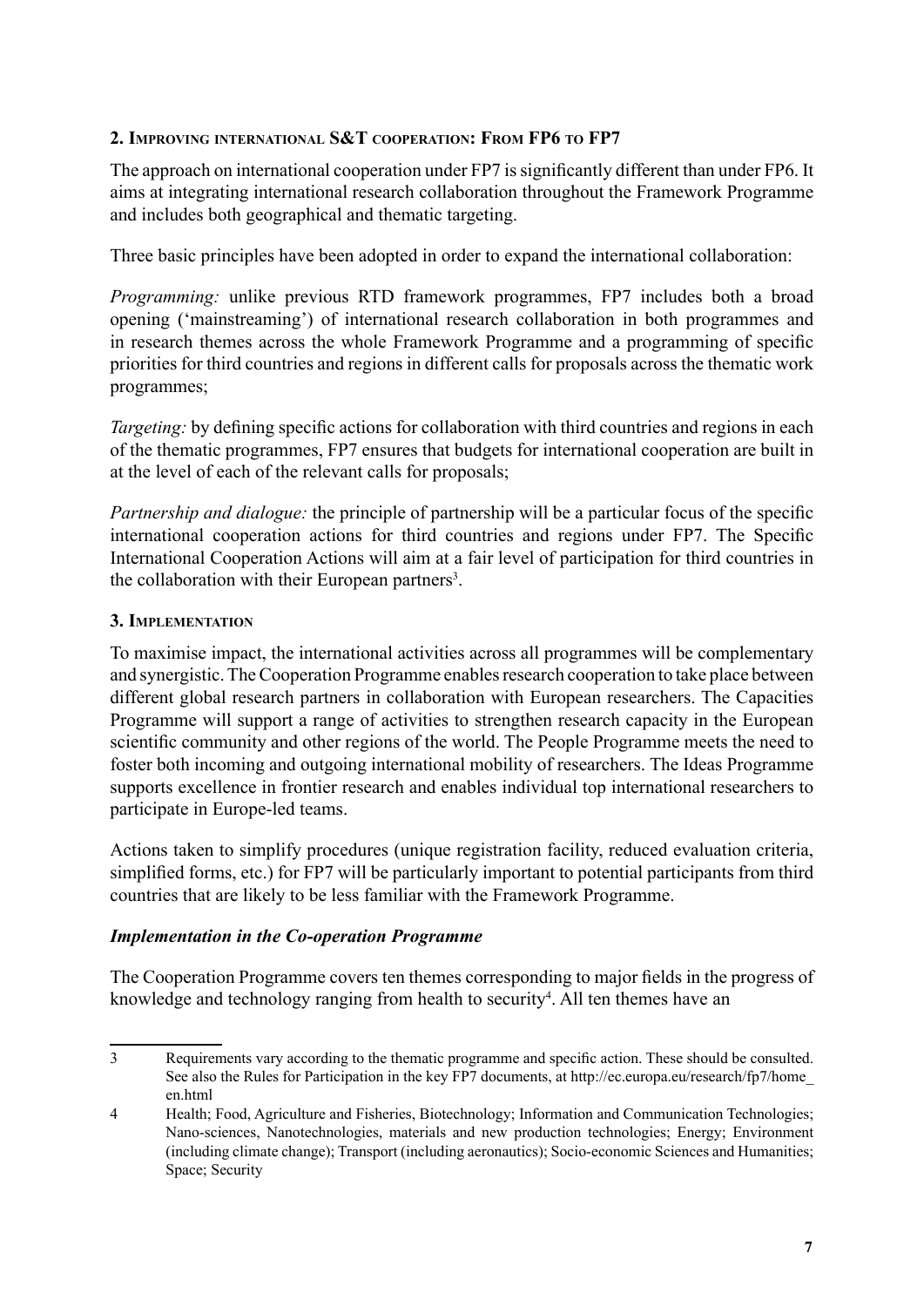## 2. Improving international S&T cooperation: From FP6 to FP7

The approach on international cooperation under FP7 is significantly different than under FP6. It aims at integrating international research collaboration throughout the Framework Programme and includes both geographical and thematic targeting.

Three basic principles have been adopted in order to expand the international collaboration:

*Programming:* unlike previous RTD framework programmes, FP7 includes both a broad opening ('mainstreaming') of international research collaboration in both programmes and in research themes across the whole Framework Programme and a programming of specific priorities for third countries and regions in different calls for proposals across the thematic work programmes;

*Targeting:* by defining specific actions for collaboration with third countries and regions in each of the thematic programmes, FP7 ensures that budgets for international cooperation are built in at the level of each of the relevant calls for proposals;

*Partnership and dialogue:* the principle of partnership will be a particular focus of the specific international cooperation actions for third countries and regions under FP7. The Specific International Cooperation Actions will aim at a fair level of participation for third countries in the collaboration with their European partners[3].

## 3. Implementation

To maximise impact, the international activities across all programmes will be complementary and synergistic. The Cooperation Programme enables research cooperation to take place between different global research partners in collaboration with European researchers. The Capacities Programme will support a range of activities to strengthen research capacity in the European scientific community and other regions of the world. The People Programme meets the need to foster both incoming and outgoing international mobility of researchers. The Ideas Programme supports excellence in frontier research and enables individual top international researchers to participate in Europe-led teams.

Actions taken to simplify procedures (unique registration facility, reduced evaluation criteria, simplified forms, etc.) for FP7 will be particularly important to potential participants from third countries that are likely to be less familiar with the Framework Programme.

### *Implementation in the Co-operation Programme*

The Cooperation Programme covers ten themes corresponding to major fields in the progress of knowledge and technology ranging from health to security[4]. All ten themes have an

---

3 Requirements vary according to the thematic programme and specific action. These should be consulted. See also the Rules for Participation in the key FP7 documents, at http://ec.europa.eu/research/fp7/home_en.html

4 Health; Food, Agriculture and Fisheries, Biotechnology; Information and Communication Technologies; Nano-sciences, Nanotechnologies, materials and new production technologies; Energy; Environment (including climate change); Transport (including aeronautics); Socio-economic Sciences and Humanities; Space; Security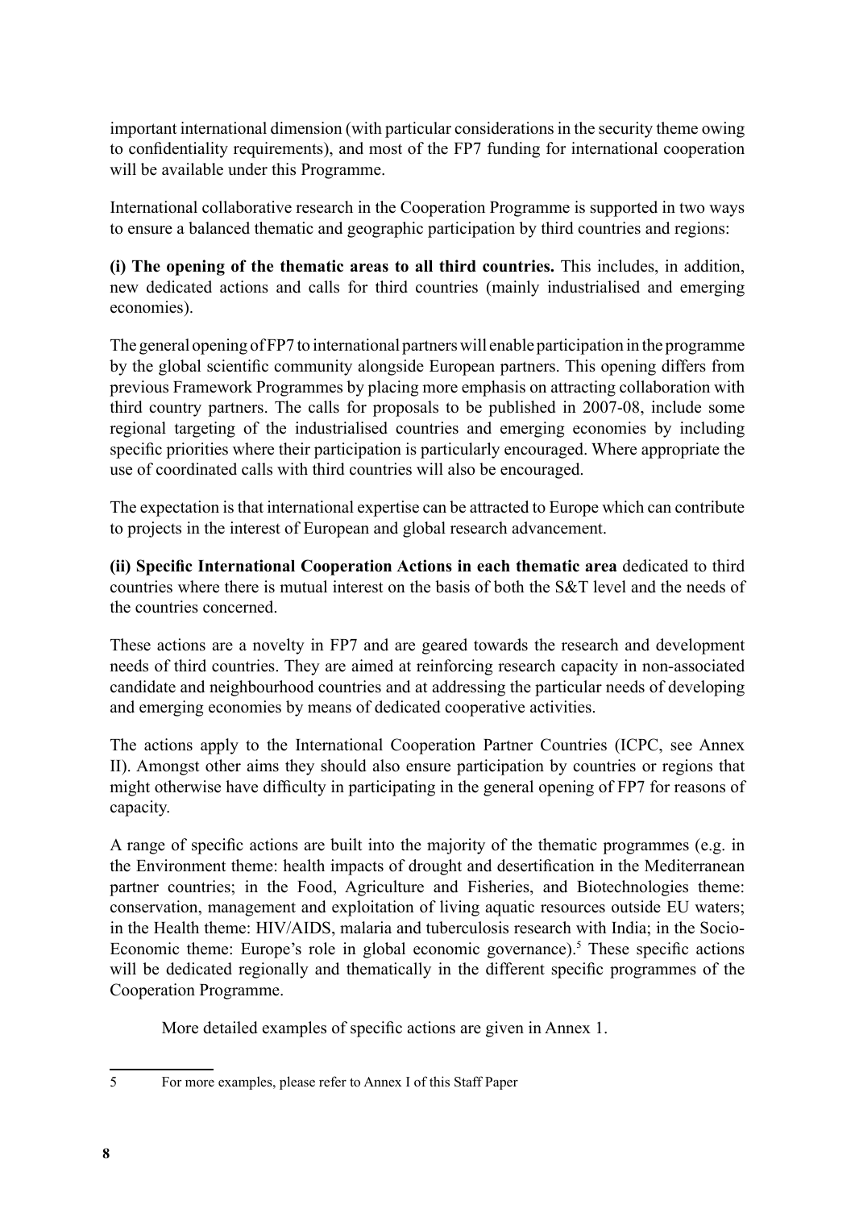important international dimension (with particular considerations in the security theme owing to confidentiality requirements), and most of the FP7 funding for international cooperation will be available under this Programme.

International collaborative research in the Cooperation Programme is supported in two ways to ensure a balanced thematic and geographic participation by third countries and regions:

**(i) The opening of the thematic areas to all third countries.** This includes, in addition, new dedicated actions and calls for third countries (mainly industrialised and emerging economies).

The general opening of FP7 to international partners will enable participation in the programme by the global scientific community alongside European partners. This opening differs from previous Framework Programmes by placing more emphasis on attracting collaboration with third country partners. The calls for proposals to be published in 2007-08, include some regional targeting of the industrialised countries and emerging economies by including specific priorities where their participation is particularly encouraged. Where appropriate the use of coordinated calls with third countries will also be encouraged.

The expectation is that international expertise can be attracted to Europe which can contribute to projects in the interest of European and global research advancement.

**(ii) Specific International Cooperation Actions in each thematic area** dedicated to third countries where there is mutual interest on the basis of both the S&T level and the needs of the countries concerned.

These actions are a novelty in FP7 and are geared towards the research and development needs of third countries. They are aimed at reinforcing research capacity in non-associated candidate and neighbourhood countries and at addressing the particular needs of developing and emerging economies by means of dedicated cooperative activities.

The actions apply to the International Cooperation Partner Countries (ICPC, see Annex II). Amongst other aims they should also ensure participation by countries or regions that might otherwise have difficulty in participating in the general opening of FP7 for reasons of capacity.

A range of specific actions are built into the majority of the thematic programmes (e.g. in the Environment theme: health impacts of drought and desertification in the Mediterranean partner countries; in the Food, Agriculture and Fisheries, and Biotechnologies theme: conservation, management and exploitation of living aquatic resources outside EU waters; in the Health theme: HIV/AIDS, malaria and tuberculosis research with India; in the Socio-Economic theme: Europe's role in global economic governance).[5] These specific actions will be dedicated regionally and thematically in the different specific programmes of the Cooperation Programme.

More detailed examples of specific actions are given in Annex 1.

---

5 For more examples, please refer to Annex I of this Staff Paper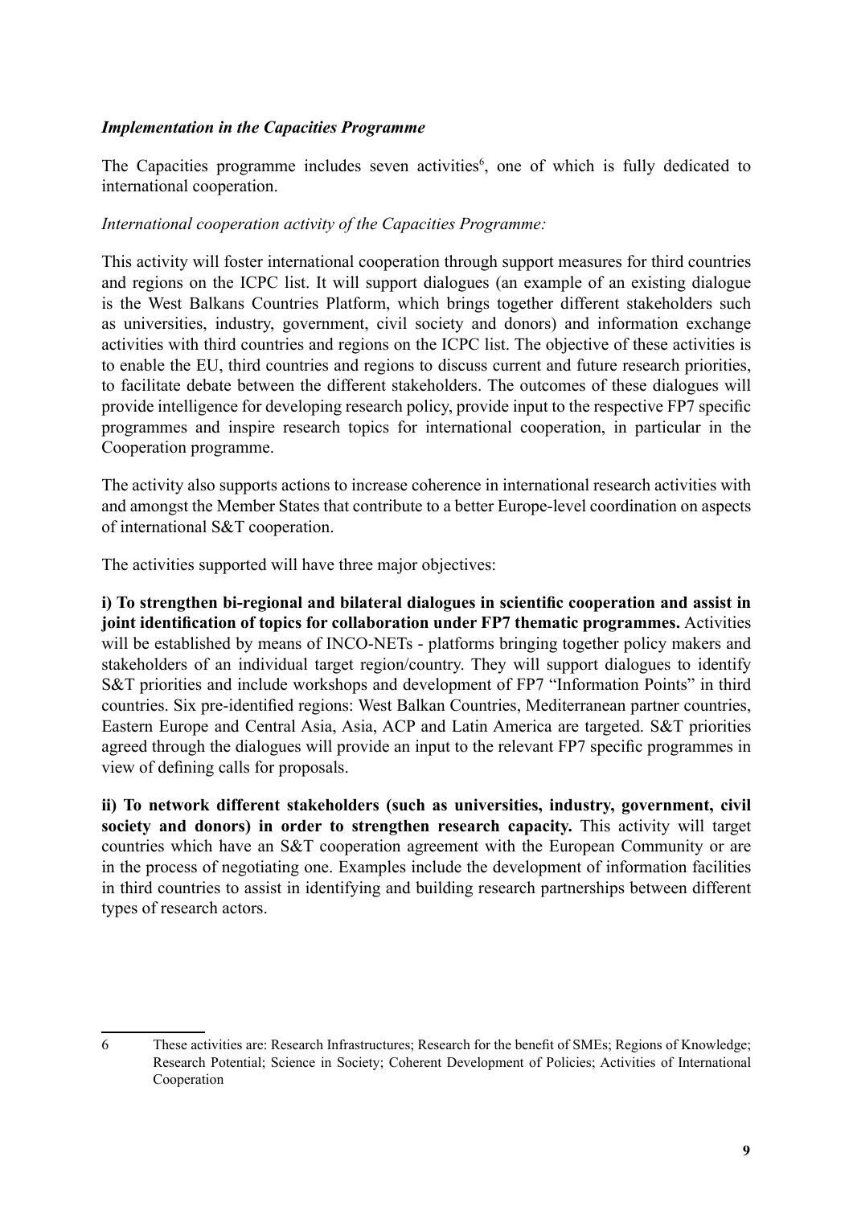### *Implementation in the Capacities Programme*

The Capacities programme includes seven activities[6], one of which is fully dedicated to international cooperation.

*International cooperation activity of the Capacities Programme:*

This activity will foster international cooperation through support measures for third countries and regions on the ICPC list. It will support dialogues (an example of an existing dialogue is the West Balkans Countries Platform, which brings together different stakeholders such as universities, industry, government, civil society and donors) and information exchange activities with third countries and regions on the ICPC list. The objective of these activities is to enable the EU, third countries and regions to discuss current and future research priorities, to facilitate debate between the different stakeholders. The outcomes of these dialogues will provide intelligence for developing research policy, provide input to the respective FP7 specific programmes and inspire research topics for international cooperation, in particular in the Cooperation programme.

The activity also supports actions to increase coherence in international research activities with and amongst the Member States that contribute to a better Europe-level coordination on aspects of international S&T cooperation.

The activities supported will have three major objectives:

**i) To strengthen bi-regional and bilateral dialogues in scientific cooperation and assist in joint identification of topics for collaboration under FP7 thematic programmes.** Activities will be established by means of INCO-NETs - platforms bringing together policy makers and stakeholders of an individual target region/country. They will support dialogues to identify S&T priorities and include workshops and development of FP7 "Information Points" in third countries. Six pre-identified regions: West Balkan Countries, Mediterranean partner countries, Eastern Europe and Central Asia, Asia, ACP and Latin America are targeted. S&T priorities agreed through the dialogues will provide an input to the relevant FP7 specific programmes in view of defining calls for proposals.

**ii) To network different stakeholders (such as universities, industry, government, civil society and donors) in order to strengthen research capacity.** This activity will target countries which have an S&T cooperation agreement with the European Community or are in the process of negotiating one. Examples include the development of information facilities in third countries to assist in identifying and building research partnerships between different types of research actors.

---

6 These activities are: Research Infrastructures; Research for the benefit of SMEs; Regions of Knowledge; Research Potential; Science in Society; Coherent Development of Policies; Activities of International Cooperation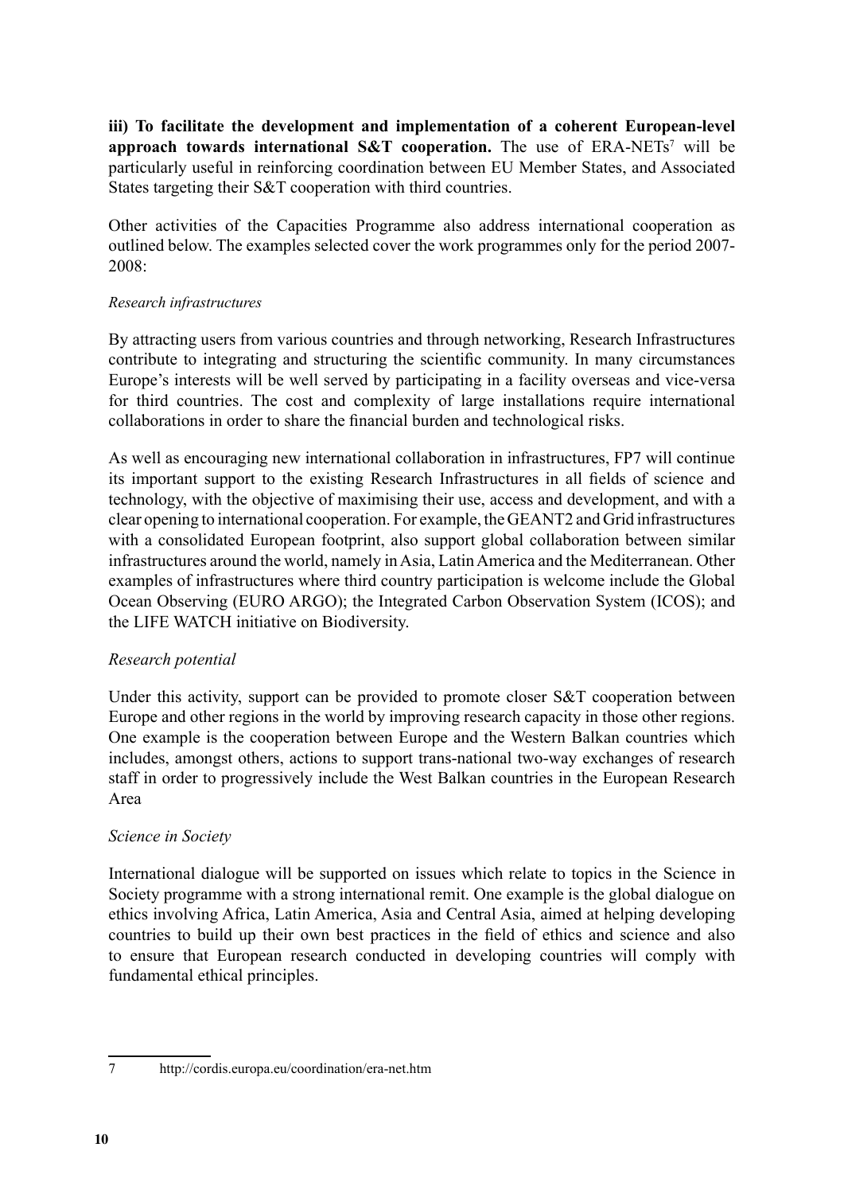**iii) To facilitate the development and implementation of a coherent European-level approach towards international S&T cooperation.** The use of ERA-NETs[7] will be particularly useful in reinforcing coordination between EU Member States, and Associated States targeting their S&T cooperation with third countries.

Other activities of the Capacities Programme also address international cooperation as outlined below. The examples selected cover the work programmes only for the period 2007-2008:

*Research infrastructures*

By attracting users from various countries and through networking, Research Infrastructures contribute to integrating and structuring the scientific community. In many circumstances Europe's interests will be well served by participating in a facility overseas and vice-versa for third countries. The cost and complexity of large installations require international collaborations in order to share the financial burden and technological risks.

As well as encouraging new international collaboration in infrastructures, FP7 will continue its important support to the existing Research Infrastructures in all fields of science and technology, with the objective of maximising their use, access and development, and with a clear opening to international cooperation. For example, the GEANT2 and Grid infrastructures with a consolidated European footprint, also support global collaboration between similar infrastructures around the world, namely in Asia, Latin America and the Mediterranean. Other examples of infrastructures where third country participation is welcome include the Global Ocean Observing (EURO ARGO); the Integrated Carbon Observation System (ICOS); and the LIFE WATCH initiative on Biodiversity.

*Research potential*

Under this activity, support can be provided to promote closer S&T cooperation between Europe and other regions in the world by improving research capacity in those other regions. One example is the cooperation between Europe and the Western Balkan countries which includes, amongst others, actions to support trans-national two-way exchanges of research staff in order to progressively include the West Balkan countries in the European Research Area

*Science in Society*

International dialogue will be supported on issues which relate to topics in the Science in Society programme with a strong international remit. One example is the global dialogue on ethics involving Africa, Latin America, Asia and Central Asia, aimed at helping developing countries to build up their own best practices in the field of ethics and science and also to ensure that European research conducted in developing countries will comply with fundamental ethical principles.

---

7 http://cordis.europa.eu/coordination/era-net.htm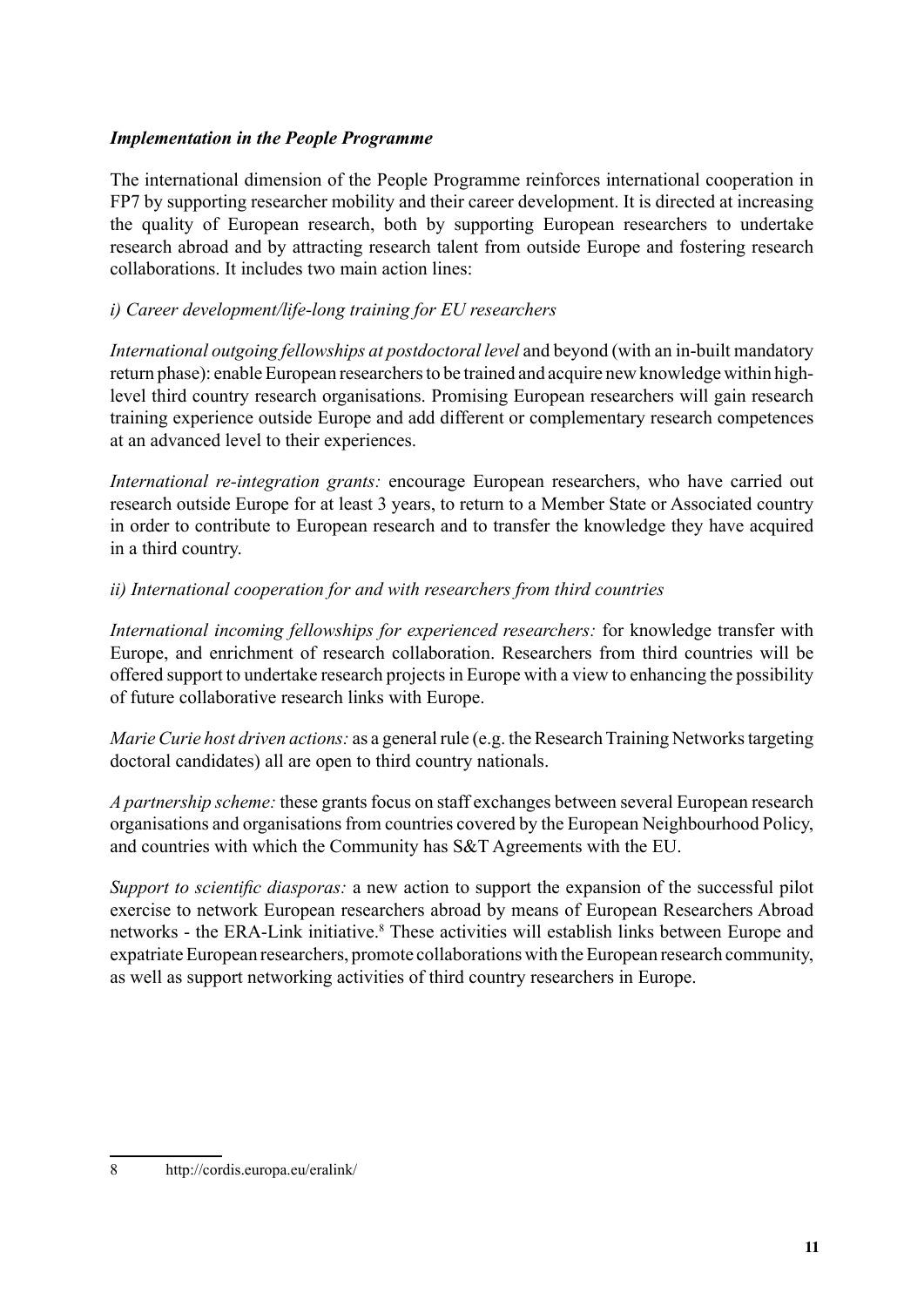### *Implementation in the People Programme*

The international dimension of the People Programme reinforces international cooperation in FP7 by supporting researcher mobility and their career development. It is directed at increasing the quality of European research, both by supporting European researchers to undertake research abroad and by attracting research talent from outside Europe and fostering research collaborations. It includes two main action lines:

*i) Career development/life-long training for EU researchers*

*International outgoing fellowships at postdoctoral level* and beyond (with an in-built mandatory return phase): enable European researchers to be trained and acquire new knowledge within high-level third country research organisations. Promising European researchers will gain research training experience outside Europe and add different or complementary research competences at an advanced level to their experiences.

*International re-integration grants:* encourage European researchers, who have carried out research outside Europe for at least 3 years, to return to a Member State or Associated country in order to contribute to European research and to transfer the knowledge they have acquired in a third country.

*ii) International cooperation for and with researchers from third countries*

*International incoming fellowships for experienced researchers:* for knowledge transfer with Europe, and enrichment of research collaboration. Researchers from third countries will be offered support to undertake research projects in Europe with a view to enhancing the possibility of future collaborative research links with Europe.

*Marie Curie host driven actions:* as a general rule (e.g. the Research Training Networks targeting doctoral candidates) all are open to third country nationals.

*A partnership scheme:* these grants focus on staff exchanges between several European research organisations and organisations from countries covered by the European Neighbourhood Policy, and countries with which the Community has S&T Agreements with the EU.

*Support to scientific diasporas:* a new action to support the expansion of the successful pilot exercise to network European researchers abroad by means of European Researchers Abroad networks - the ERA-Link initiative.[8] These activities will establish links between Europe and expatriate European researchers, promote collaborations with the European research community, as well as support networking activities of third country researchers in Europe.

---

8 http://cordis.europa.eu/eralink/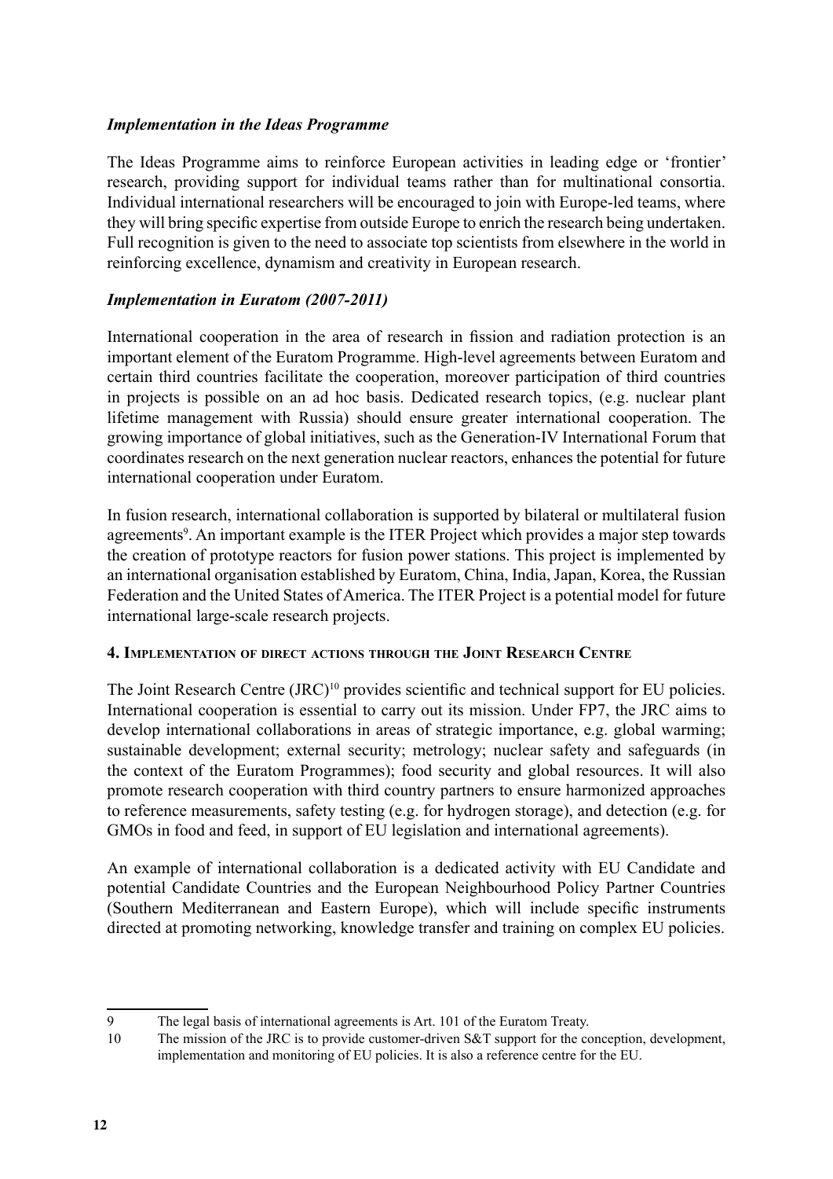### *Implementation in the Ideas Programme*

The Ideas Programme aims to reinforce European activities in leading edge or 'frontier' research, providing support for individual teams rather than for multinational consortia. Individual international researchers will be encouraged to join with Europe-led teams, where they will bring specific expertise from outside Europe to enrich the research being undertaken. Full recognition is given to the need to associate top scientists from elsewhere in the world in reinforcing excellence, dynamism and creativity in European research.

### *Implementation in Euratom (2007-2011)*

International cooperation in the area of research in fission and radiation protection is an important element of the Euratom Programme. High-level agreements between Euratom and certain third countries facilitate the cooperation, moreover participation of third countries in projects is possible on an ad hoc basis. Dedicated research topics, (e.g. nuclear plant lifetime management with Russia) should ensure greater international cooperation. The growing importance of global initiatives, such as the Generation-IV International Forum that coordinates research on the next generation nuclear reactors, enhances the potential for future international cooperation under Euratom.

In fusion research, international collaboration is supported by bilateral or multilateral fusion agreements[9]. An important example is the ITER Project which provides a major step towards the creation of prototype reactors for fusion power stations. This project is implemented by an international organisation established by Euratom, China, India, Japan, Korea, the Russian Federation and the United States of America. The ITER Project is a potential model for future international large-scale research projects.

## 4. Implementation of direct actions through the Joint Research Centre

The Joint Research Centre (JRC)[10] provides scientific and technical support for EU policies. International cooperation is essential to carry out its mission. Under FP7, the JRC aims to develop international collaborations in areas of strategic importance, e.g. global warming; sustainable development; external security; metrology; nuclear safety and safeguards (in the context of the Euratom Programmes); food security and global resources. It will also promote research cooperation with third country partners to ensure harmonized approaches to reference measurements, safety testing (e.g. for hydrogen storage), and detection (e.g. for GMOs in food and feed, in support of EU legislation and international agreements).

An example of international collaboration is a dedicated activity with EU Candidate and potential Candidate Countries and the European Neighbourhood Policy Partner Countries (Southern Mediterranean and Eastern Europe), which will include specific instruments directed at promoting networking, knowledge transfer and training on complex EU policies.

---

9 The legal basis of international agreements is Art. 101 of the Euratom Treaty.

10 The mission of the JRC is to provide customer-driven S&T support for the conception, development, implementation and monitoring of EU policies. It is also a reference centre for the EU.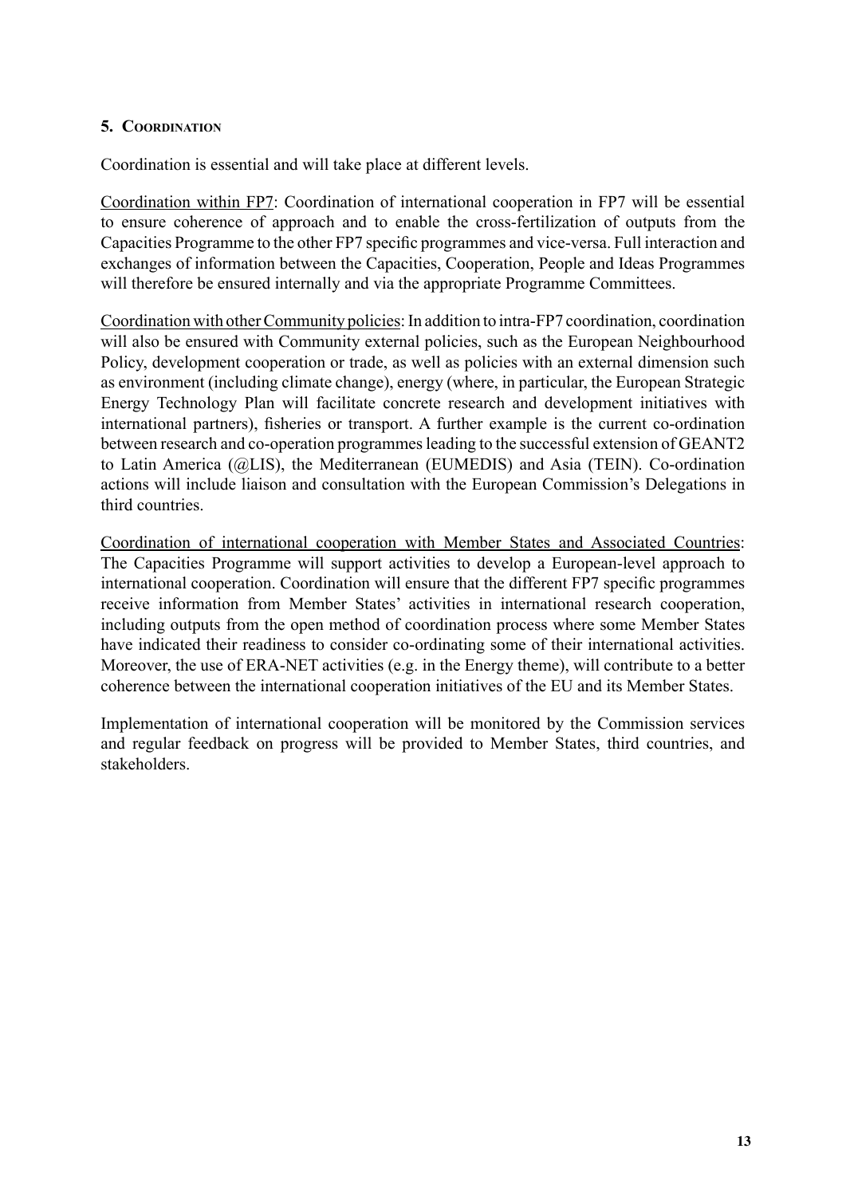## 5. Coordination

Coordination is essential and will take place at different levels.

Coordination within FP7: Coordination of international cooperation in FP7 will be essential to ensure coherence of approach and to enable the cross-fertilization of outputs from the Capacities Programme to the other FP7 specific programmes and vice-versa. Full interaction and exchanges of information between the Capacities, Cooperation, People and Ideas Programmes will therefore be ensured internally and via the appropriate Programme Committees.

Coordination with other Community policies: In addition to intra-FP7 coordination, coordination will also be ensured with Community external policies, such as the European Neighbourhood Policy, development cooperation or trade, as well as policies with an external dimension such as environment (including climate change), energy (where, in particular, the European Strategic Energy Technology Plan will facilitate concrete research and development initiatives with international partners), fisheries or transport. A further example is the current co-ordination between research and co-operation programmes leading to the successful extension of GEANT2 to Latin America (@LIS), the Mediterranean (EUMEDIS) and Asia (TEIN). Co-ordination actions will include liaison and consultation with the European Commission's Delegations in third countries.

Coordination of international cooperation with Member States and Associated Countries: The Capacities Programme will support activities to develop a European-level approach to international cooperation. Coordination will ensure that the different FP7 specific programmes receive information from Member States' activities in international research cooperation, including outputs from the open method of coordination process where some Member States have indicated their readiness to consider co-ordinating some of their international activities. Moreover, the use of ERA-NET activities (e.g. in the Energy theme), will contribute to a better coherence between the international cooperation initiatives of the EU and its Member States.

Implementation of international cooperation will be monitored by the Commission services and regular feedback on progress will be provided to Member States, third countries, and stakeholders.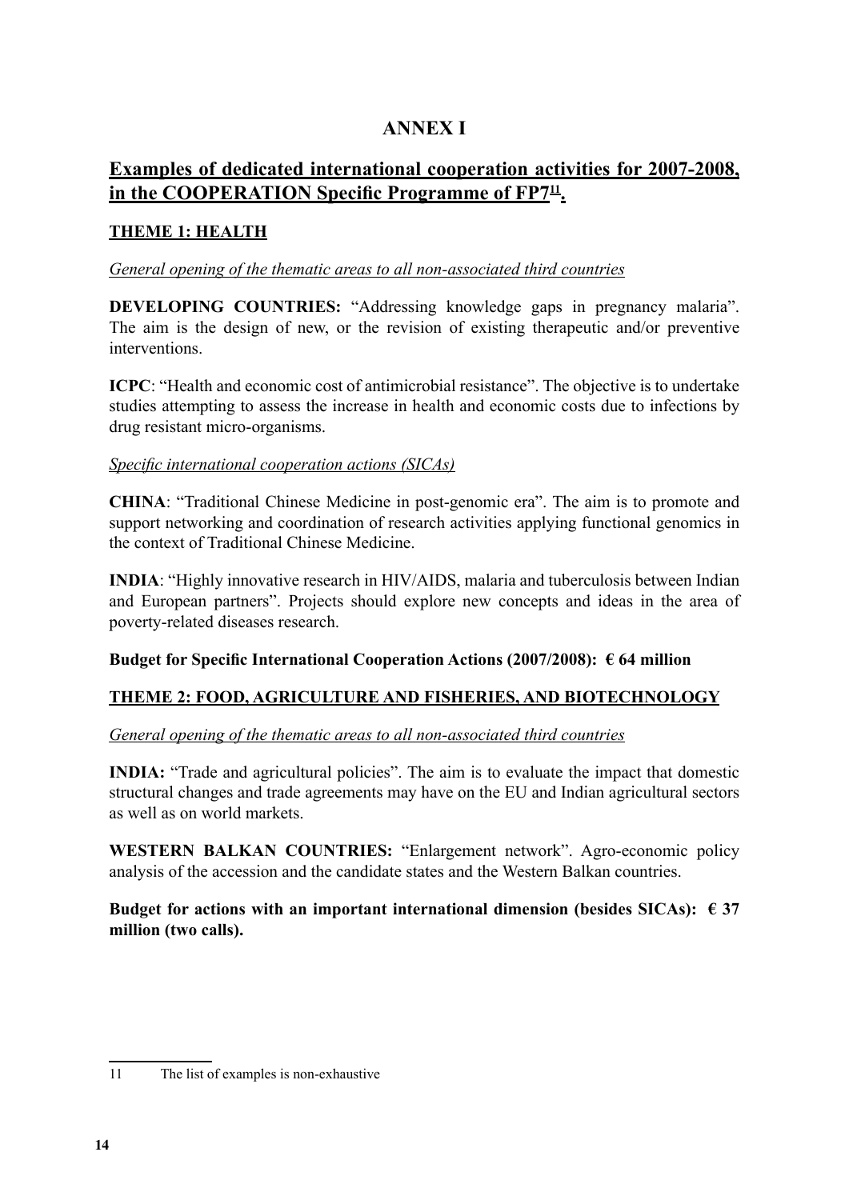# ANNEX I

## Examples of dedicated international cooperation activities for 2007-2008, in the COOPERATION Specific Programme of FP7[11].

### THEME 1: HEALTH

*General opening of the thematic areas to all non-associated third countries*

**DEVELOPING COUNTRIES:** "Addressing knowledge gaps in pregnancy malaria". The aim is the design of new, or the revision of existing therapeutic and/or preventive interventions.

**ICPC**: "Health and economic cost of antimicrobial resistance". The objective is to undertake studies attempting to assess the increase in health and economic costs due to infections by drug resistant micro-organisms.

*Specific international cooperation actions (SICAs)*

**CHINA**: "Traditional Chinese Medicine in post-genomic era". The aim is to promote and support networking and coordination of research activities applying functional genomics in the context of Traditional Chinese Medicine.

**INDIA**: "Highly innovative research in HIV/AIDS, malaria and tuberculosis between Indian and European partners". Projects should explore new concepts and ideas in the area of poverty-related diseases research.

**Budget for Specific International Cooperation Actions (2007/2008): € 64 million**

### THEME 2: FOOD, AGRICULTURE AND FISHERIES, AND BIOTECHNOLOGY

*General opening of the thematic areas to all non-associated third countries*

**INDIA:** "Trade and agricultural policies". The aim is to evaluate the impact that domestic structural changes and trade agreements may have on the EU and Indian agricultural sectors as well as on world markets.

**WESTERN BALKAN COUNTRIES:** "Enlargement network". Agro-economic policy analysis of the accession and the candidate states and the Western Balkan countries.

**Budget for actions with an important international dimension (besides SICAs): € 37 million (two calls).**

---

11 The list of examples is non-exhaustive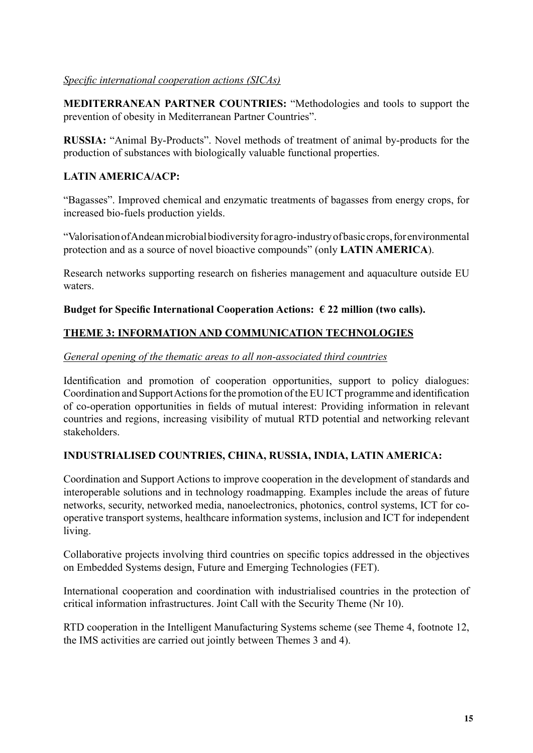*Specific international cooperation actions (SICAs)*

**MEDITERRANEAN PARTNER COUNTRIES:** "Methodologies and tools to support the prevention of obesity in Mediterranean Partner Countries".

**RUSSIA:** "Animal By-Products". Novel methods of treatment of animal by-products for the production of substances with biologically valuable functional properties.

**LATIN AMERICA/ACP:**

"Bagasses". Improved chemical and enzymatic treatments of bagasses from energy crops, for increased bio-fuels production yields.

"Valorisation of Andean microbial biodiversity for agro-industry of basic crops, for environmental protection and as a source of novel bioactive compounds" (only **LATIN AMERICA**).

Research networks supporting research on fisheries management and aquaculture outside EU waters.

**Budget for Specific International Cooperation Actions: € 22 million (two calls).**

## THEME 3: INFORMATION AND COMMUNICATION TECHNOLOGIES

*General opening of the thematic areas to all non-associated third countries*

Identification and promotion of cooperation opportunities, support to policy dialogues: Coordination and Support Actions for the promotion of the EU ICT programme and identification of co-operation opportunities in fields of mutual interest: Providing information in relevant countries and regions, increasing visibility of mutual RTD potential and networking relevant stakeholders.

**INDUSTRIALISED COUNTRIES, CHINA, RUSSIA, INDIA, LATIN AMERICA:**

Coordination and Support Actions to improve cooperation in the development of standards and interoperable solutions and in technology roadmapping. Examples include the areas of future networks, security, networked media, nanoelectronics, photonics, control systems, ICT for co-operative transport systems, healthcare information systems, inclusion and ICT for independent living.

Collaborative projects involving third countries on specific topics addressed in the objectives on Embedded Systems design, Future and Emerging Technologies (FET).

International cooperation and coordination with industrialised countries in the protection of critical information infrastructures. Joint Call with the Security Theme (Nr 10).

RTD cooperation in the Intelligent Manufacturing Systems scheme (see Theme 4, footnote 12, the IMS activities are carried out jointly between Themes 3 and 4).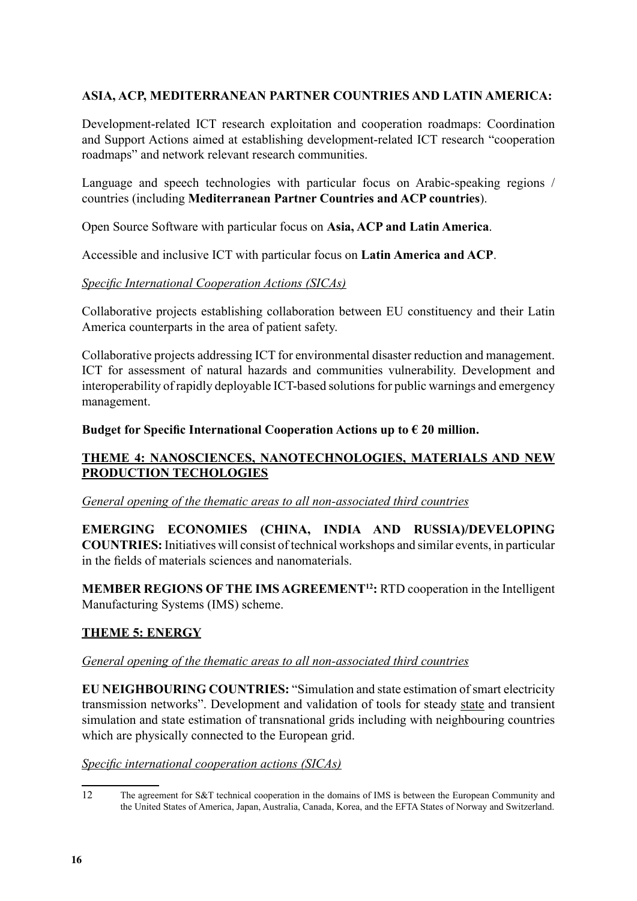**ASIA, ACP, MEDITERRANEAN PARTNER COUNTRIES AND LATIN AMERICA:**

Development-related ICT research exploitation and cooperation roadmaps: Coordination and Support Actions aimed at establishing development-related ICT research "cooperation roadmaps" and network relevant research communities.

Language and speech technologies with particular focus on Arabic-speaking regions / countries (including **Mediterranean Partner Countries and ACP countries**).

Open Source Software with particular focus on **Asia, ACP and Latin America**.

Accessible and inclusive ICT with particular focus on **Latin America and ACP**.

*Specific International Cooperation Actions (SICAs)*

Collaborative projects establishing collaboration between EU constituency and their Latin America counterparts in the area of patient safety.

Collaborative projects addressing ICT for environmental disaster reduction and management. ICT for assessment of natural hazards and communities vulnerability. Development and interoperability of rapidly deployable ICT-based solutions for public warnings and emergency management.

**Budget for Specific International Cooperation Actions up to € 20 million.**

## THEME 4: NANOSCIENCES, NANOTECHNOLOGIES, MATERIALS AND NEW PRODUCTION TECHOLOGIES

*General opening of the thematic areas to all non-associated third countries*

**EMERGING ECONOMIES (CHINA, INDIA AND RUSSIA)/DEVELOPING COUNTRIES:** Initiatives will consist of technical workshops and similar events, in particular in the fields of materials sciences and nanomaterials.

**MEMBER REGIONS OF THE IMS AGREEMENT[12]:** RTD cooperation in the Intelligent Manufacturing Systems (IMS) scheme.

## THEME 5: ENERGY

*General opening of the thematic areas to all non-associated third countries*

**EU NEIGHBOURING COUNTRIES:** "Simulation and state estimation of smart electricity transmission networks". Development and validation of tools for steady state and transient simulation and state estimation of transnational grids including with neighbouring countries which are physically connected to the European grid.

*Specific international cooperation actions (SICAs)*

---

12 The agreement for S&T technical cooperation in the domains of IMS is between the European Community and the United States of America, Japan, Australia, Canada, Korea, and the EFTA States of Norway and Switzerland.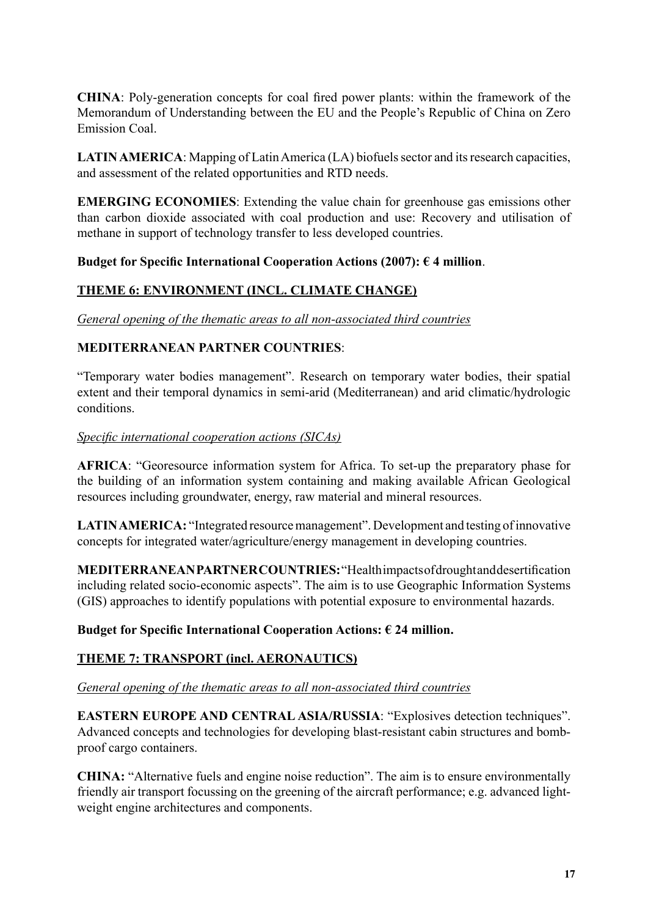**CHINA**: Poly-generation concepts for coal fired power plants: within the framework of the Memorandum of Understanding between the EU and the People's Republic of China on Zero Emission Coal.

**LATIN AMERICA**: Mapping of Latin America (LA) biofuels sector and its research capacities, and assessment of the related opportunities and RTD needs.

**EMERGING ECONOMIES**: Extending the value chain for greenhouse gas emissions other than carbon dioxide associated with coal production and use: Recovery and utilisation of methane in support of technology transfer to less developed countries.

**Budget for Specific International Cooperation Actions (2007): € 4 million**.

## <u>THEME 6: ENVIRONMENT (INCL. CLIMATE CHANGE)</u>

<u>*General opening of the thematic areas to all non-associated third countries*</u>

**MEDITERRANEAN PARTNER COUNTRIES**:

"Temporary water bodies management". Research on temporary water bodies, their spatial extent and their temporal dynamics in semi-arid (Mediterranean) and arid climatic/hydrologic conditions.

<u>*Specific international cooperation actions (SICAs)*</u>

**AFRICA**: "Georesource information system for Africa. To set-up the preparatory phase for the building of an information system containing and making available African Geological resources including groundwater, energy, raw material and mineral resources.

**LATIN AMERICA:** "Integrated resource management". Development and testing of innovative concepts for integrated water/agriculture/energy management in developing countries.

**MEDITERRANEAN PARTNER COUNTRIES:** "Health impacts of drought and desertification including related socio-economic aspects". The aim is to use Geographic Information Systems (GIS) approaches to identify populations with potential exposure to environmental hazards.

**Budget for Specific International Cooperation Actions: € 24 million.**

## <u>THEME 7: TRANSPORT (incl. AERONAUTICS)</u>

<u>*General opening of the thematic areas to all non-associated third countries*</u>

**EASTERN EUROPE AND CENTRAL ASIA/RUSSIA**: "Explosives detection techniques". Advanced concepts and technologies for developing blast-resistant cabin structures and bomb-proof cargo containers.

**CHINA:** "Alternative fuels and engine noise reduction". The aim is to ensure environmentally friendly air transport focussing on the greening of the aircraft performance; e.g. advanced light-weight engine architectures and components.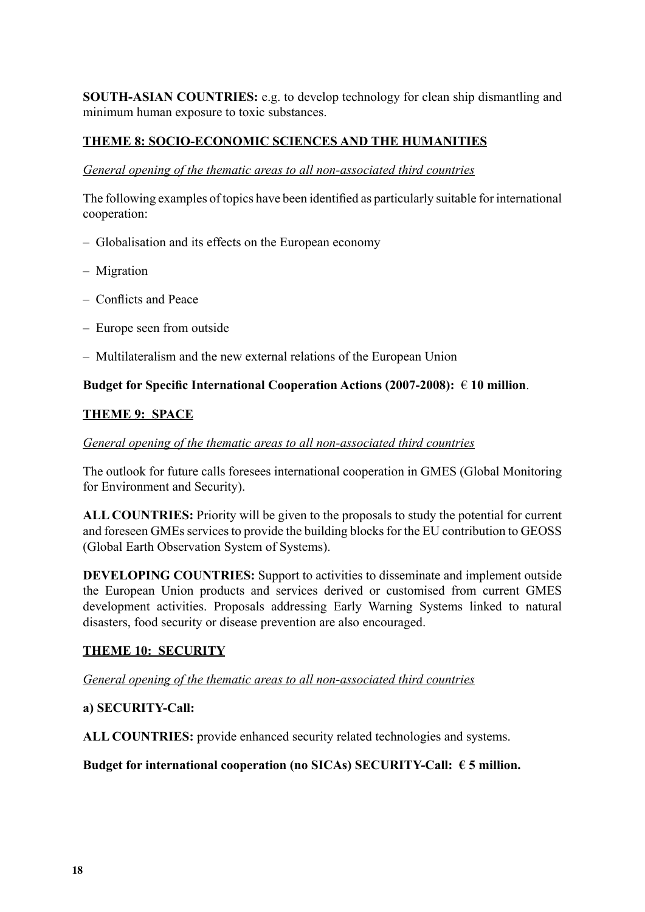**SOUTH-ASIAN COUNTRIES:** e.g. to develop technology for clean ship dismantling and minimum human exposure to toxic substances.

## THEME 8: SOCIO-ECONOMIC SCIENCES AND THE HUMANITIES

*General opening of the thematic areas to all non-associated third countries*

The following examples of topics have been identified as particularly suitable for international cooperation:

- Globalisation and its effects on the European economy
- Migration
- Conflicts and Peace
- Europe seen from outside
- Multilateralism and the new external relations of the European Union

**Budget for Specific International Cooperation Actions (2007-2008): € 10 million**.

## THEME 9: SPACE

*General opening of the thematic areas to all non-associated third countries*

The outlook for future calls foresees international cooperation in GMES (Global Monitoring for Environment and Security).

**ALL COUNTRIES:** Priority will be given to the proposals to study the potential for current and foreseen GMEs services to provide the building blocks for the EU contribution to GEOSS (Global Earth Observation System of Systems).

**DEVELOPING COUNTRIES:** Support to activities to disseminate and implement outside the European Union products and services derived or customised from current GMES development activities. Proposals addressing Early Warning Systems linked to natural disasters, food security or disease prevention are also encouraged.

## THEME 10: SECURITY

*General opening of the thematic areas to all non-associated third countries*

**a) SECURITY-Call:**

**ALL COUNTRIES:** provide enhanced security related technologies and systems.

**Budget for international cooperation (no SICAs) SECURITY-Call: € 5 million.**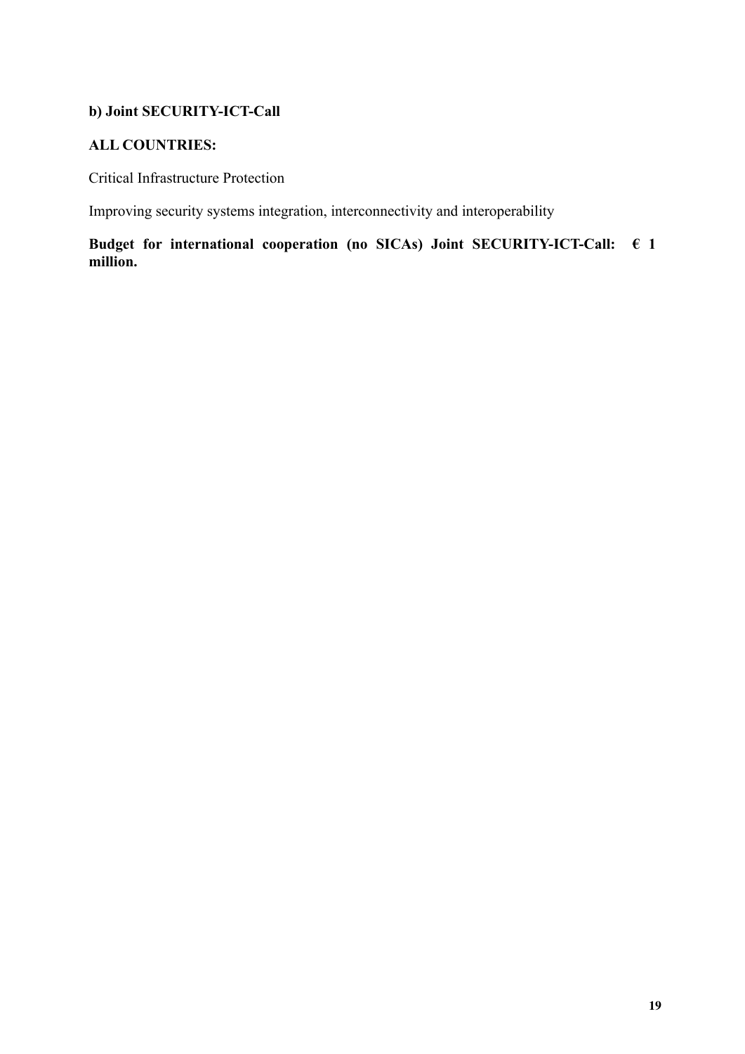**b) Joint SECURITY-ICT-Call**

**ALL COUNTRIES:**

Critical Infrastructure Protection

Improving security systems integration, interconnectivity and interoperability

**Budget for international cooperation (no SICAs) Joint SECURITY-ICT-Call: € 1 million.**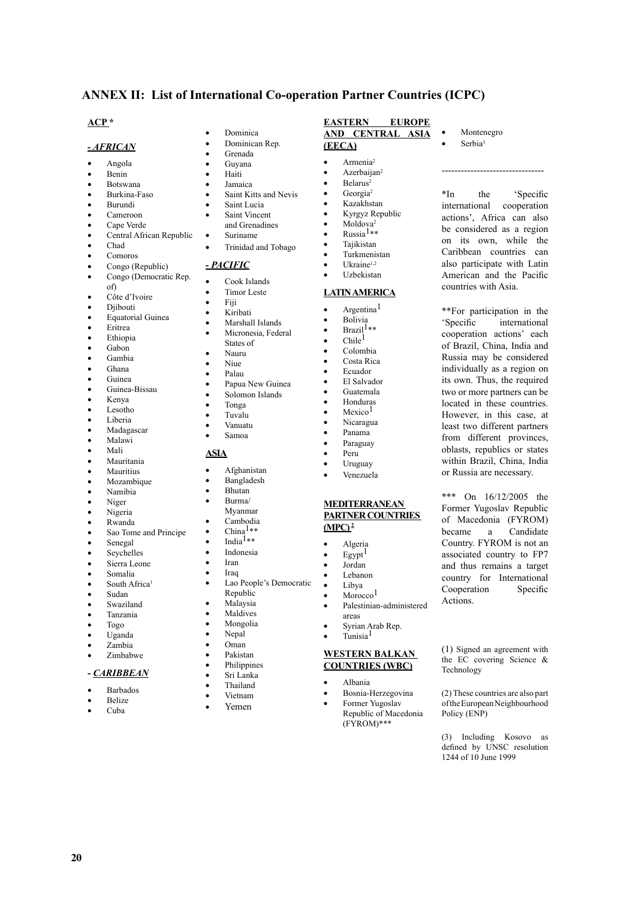## ANNEX II: List of International Co-operation Partner Countries (ICPC)

**ACP \***

***- AFRICAN***

- Angola
- Benin
- Botswana
- Burkina-Faso
- Burundi
- Cameroon
- Cape Verde
- Central African Republic
- Chad
- Comoros
- Congo (Republic)
- Congo (Democratic Rep. of)
- Côte d'Ivoire
- Djibouti
- Equatorial Guinea
- Eritrea
- Ethiopia
- Gabon
- Gambia
- Ghana
- Guinea
- Guinea-Bissau
- Kenya
- Lesotho
- Liberia
- Madagascar
- Malawi
- Mali
- Mauritania
- Mauritius
- Mozambique
- Namibia
- Niger
- Nigeria
- Rwanda
- Sao Tome and Principe
- Senegal
- Seychelles
- Sierra Leone
- Somalia
- South Africa[1]
- Sudan
- Swaziland
- Tanzania
- Togo
- Uganda
- Zambia
- Zimbabwe

**- *CARIBBEAN***

- Barbados
- Belize
- Cuba
- Dominica
- Dominican Rep.
- Grenada
- Guyana
- Haiti
- Jamaica
- Saint Kitts and Nevis
- Saint Lucia
- Saint Vincent and Grenadines
- Suriname
- Trinidad and Tobago

***- PACIFIC***

- Cook Islands
- Timor Leste
- Fiji
- Kiribati
- Marshall Islands
- Micronesia, Federal States of
- Nauru
- Niue
- Palau
- Papua New Guinea
- Solomon Islands
- Tonga
- Tuvalu
- Vanuatu
- Samoa

**ASIA**

- Afghanistan
- Bangladesh
- Bhutan
- Burma/ Myanmar
- Cambodia
- China[1]\*\*
- India[1]\*\*
- Indonesia
- Iran
- Iraq
- Lao People's Democratic Republic
- Malaysia
- Maldives
- Mongolia
- Nepal
- Oman
- Pakistan
- Philippines
- Sri Lanka
- Thailand
- Vietnam
- Yemen

**EASTERN EUROPE AND CENTRAL ASIA (EECA)**

- Armenia[2]
- Azerbaijan[2]
- Belarus[2]
- Georgia[2]
- Kazakhstan
- Kyrgyz Republic
- Moldova[2]
- Russia[1]\*\*
- Tajikistan
- Turkmenistan
- Ukraine[1,2]
- Uzbekistan

**LATIN AMERICA**

- Argentina[1]
- Bolivia
- Brazil[1]\*\*
- Chile[1]
- Colombia
- Costa Rica
- Ecuador
- El Salvador
- Guatemala
- Honduras
- Mexico[1]
- Nicaragua
- Panama
- Paraguay
- Peru
- Uruguay
- Venezuela

**MEDITERRANEAN PARTNER COUNTRIES (MPC)[2]**

- Algeria
- Egypt[1]
- Jordan
- Lebanon
- Libya
- Morocco[1]
- Palestinian-administered areas
- Syrian Arab Rep.
- Tunisia[1]

**WESTERN BALKAN COUNTRIES (WBC)**

- Albania
- Bosnia-Herzegovina
- Former Yugoslav Republic of Macedonia (FYROM)\*\*\*
- Montenegro
- Serbia[3]

--------------------------------

\*In the 'Specific international cooperation actions', Africa can also be considered as a region on its own, while the Caribbean countries can also participate with Latin American and the Pacific countries with Asia.

\*\*For participation in the 'Specific international cooperation actions' each of Brazil, China, India and Russia may be considered individually as a region on its own. Thus, the required two or more partners can be located in these countries. However, in this case, at least two different partners from different provinces, oblasts, republics or states within Brazil, China, India or Russia are necessary.

\*\*\* On 16/12/2005 the Former Yugoslav Republic of Macedonia (FYROM) became a Candidate Country. FYROM is not an associated country to FP7 and thus remains a target country for International Cooperation Specific Actions.

(1) Signed an agreement with the EC covering Science & Technology

(2) These countries are also part of the European Neighbourhood Policy (ENP)

(3) Including Kosovo as defined by UNSC resolution 1244 of 10 June 1999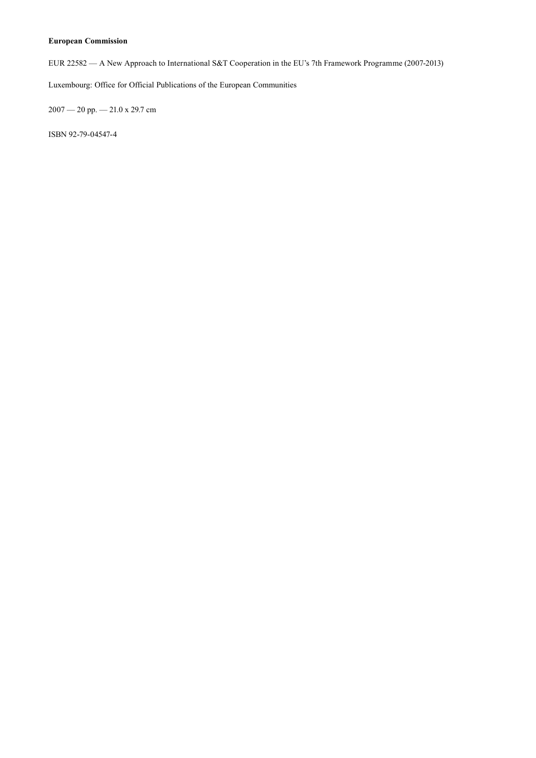**European Commission**

EUR 22582 — A New Approach to International S&T Cooperation in the EU’s 7th Framework Programme (2007-2013)

Luxembourg: Office for Official Publications of the European Communities

2007 — 20 pp. — 21.0 x 29.7 cm

ISBN 92-79-04547-4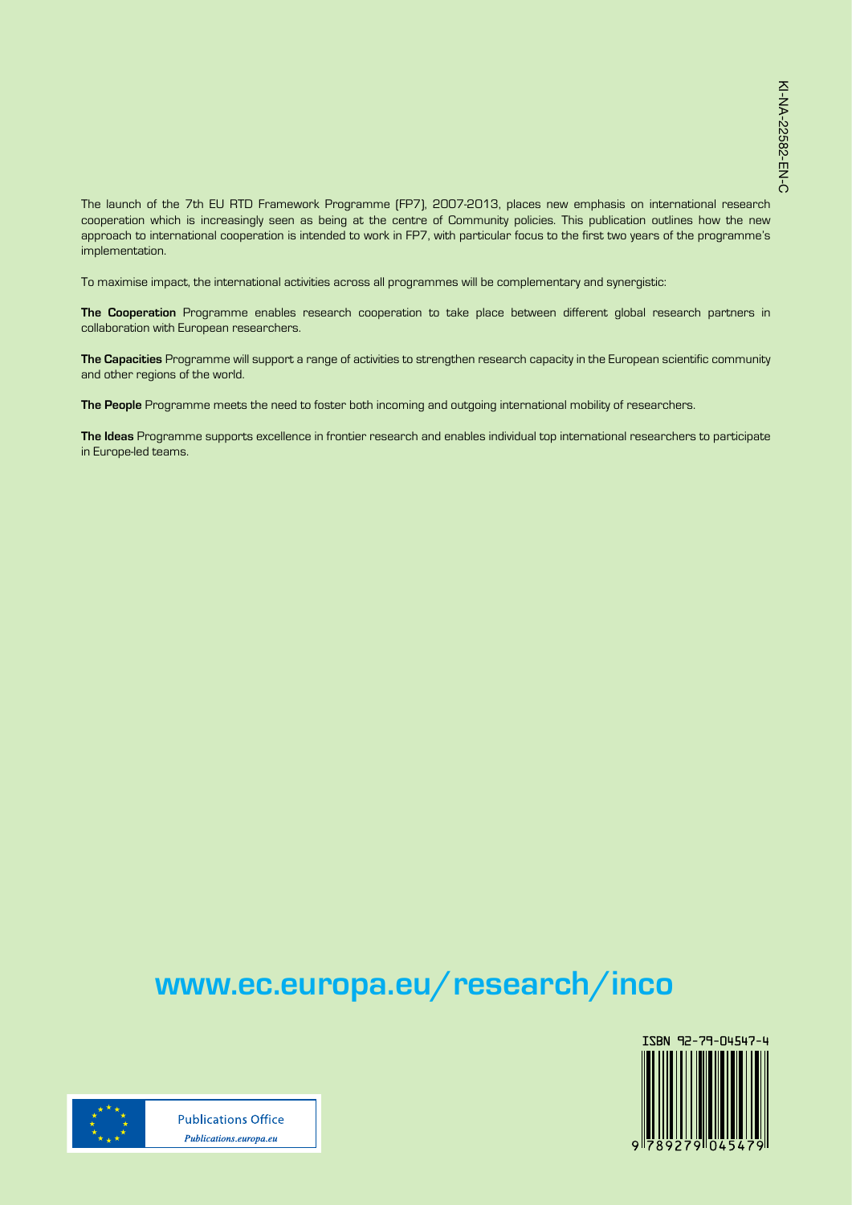KI-NA-22582-EN-C

The launch of the 7th EU RTD Framework Programme (FP7), 2007-2013, places new emphasis on international research cooperation which is increasingly seen as being at the centre of Community policies. This publication outlines how the new approach to international cooperation is intended to work in FP7, with particular focus to the first two years of the programme's implementation.

To maximise impact, the international activities across all programmes will be complementary and synergistic:

**The Cooperation** Programme enables research cooperation to take place between different global research partners in collaboration with European researchers.

**The Capacities** Programme will support a range of activities to strengthen research capacity in the European scientific community and other regions of the world.

**The People** Programme meets the need to foster both incoming and outgoing international mobility of researchers.

**The Ideas** Programme supports excellence in frontier research and enables individual top international researchers to participate in Europe-led teams.

**www.ec.europa.eu/research/inco**

ISBN 92-79-04547-4

9 789279 045479

Publications Office
*Publications.europa.eu*